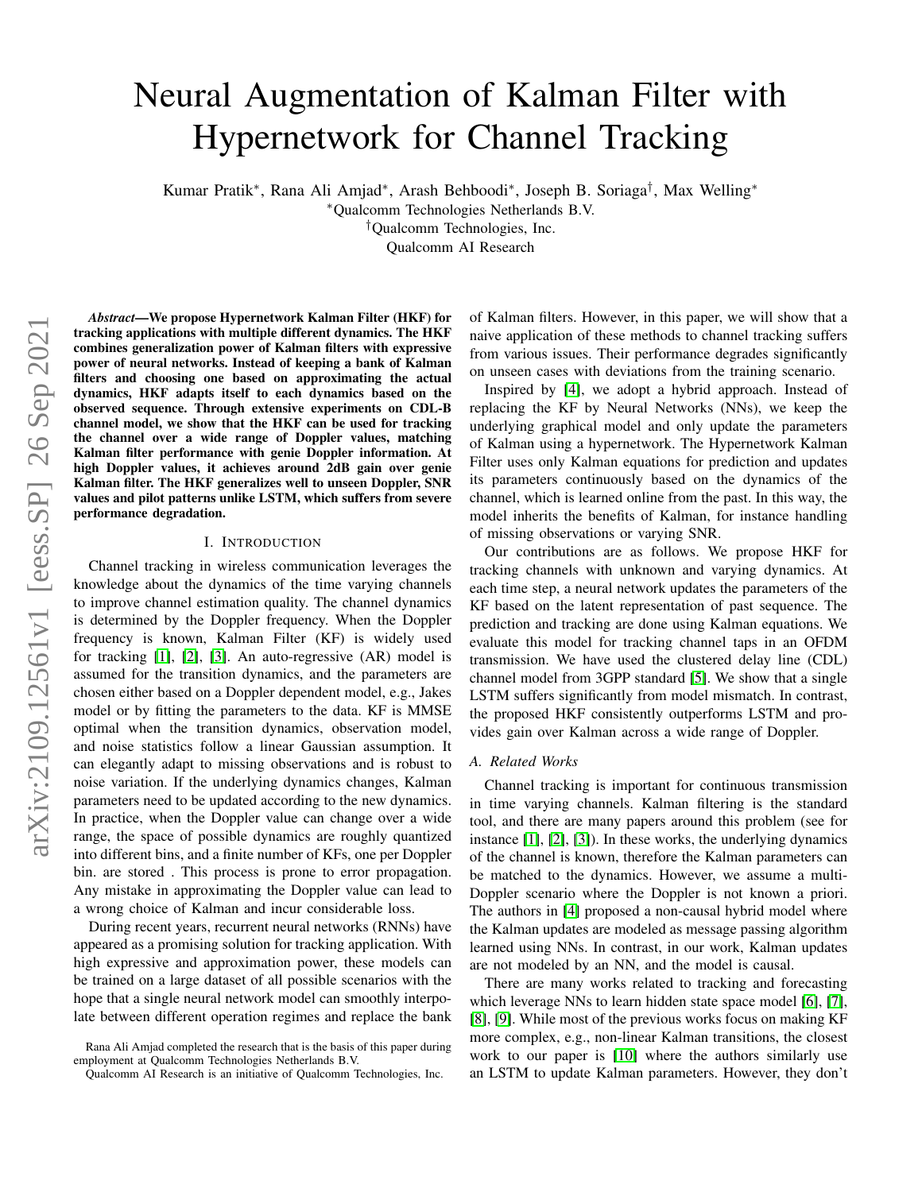# Neural Augmentation of Kalman Filter with Hypernetwork for Channel Tracking

Kumar Pratik*, Rana Ali Amjad*, Arash Behboodi*, Joseph B. Soriaga†, Max Welling*

*Qualcomm Technologies Netherlands B.V.

†Qualcomm Technologies, Inc.

Qualcomm AI Research

***Abstract*—We propose Hypernetwork Kalman Filter (HKF) for tracking applications with multiple different dynamics. The HKF combines generalization power of Kalman filters with expressive power of neural networks. Instead of keeping a bank of Kalman filters and choosing one based on approximating the actual dynamics, HKF adapts itself to each dynamics based on the observed sequence. Through extensive experiments on CDL-B channel model, we show that the HKF can be used for tracking the channel over a wide range of Doppler values, matching Kalman filter performance with genie Doppler information. At high Doppler values, it achieves around 2dB gain over genie Kalman filter. The HKF generalizes well to unseen Doppler, SNR values and pilot patterns unlike LSTM, which suffers from severe performance degradation.**

## I. Introduction

Channel tracking in wireless communication leverages the knowledge about the dynamics of the time varying channels to improve channel estimation quality. The channel dynamics is determined by the Doppler frequency. When the Doppler frequency is known, Kalman Filter (KF) is widely used for tracking [1], [2], [3]. An auto-regressive (AR) model is assumed for the transition dynamics, and the parameters are chosen either based on a Doppler dependent model, e.g., Jakes model or by fitting the parameters to the data. KF is MMSE optimal when the transition dynamics, observation model, and noise statistics follow a linear Gaussian assumption. It can elegantly adapt to missing observations and is robust to noise variation. If the underlying dynamics changes, Kalman parameters need to be updated according to the new dynamics. In practice, when the Doppler value can change over a wide range, the space of possible dynamics are roughly quantized into different bins, and a finite number of KFs, one per Doppler bin. are stored . This process is prone to error propagation. Any mistake in approximating the Doppler value can lead to a wrong choice of Kalman and incur considerable loss.

During recent years, recurrent neural networks (RNNs) have appeared as a promising solution for tracking application. With high expressive and approximation power, these models can be trained on a large dataset of all possible scenarios with the hope that a single neural network model can smoothly interpolate between different operation regimes and replace the bank of Kalman filters. However, in this paper, we will show that a naive application of these methods to channel tracking suffers from various issues. Their performance degrades significantly on unseen cases with deviations from the training scenario.

Inspired by [4], we adopt a hybrid approach. Instead of replacing the KF by Neural Networks (NNs), we keep the underlying graphical model and only update the parameters of Kalman using a hypernetwork. The Hypernetwork Kalman Filter uses only Kalman equations for prediction and updates its parameters continuously based on the dynamics of the channel, which is learned online from the past. In this way, the model inherits the benefits of Kalman, for instance handling of missing observations or varying SNR.

Our contributions are as follows. We propose HKF for tracking channels with unknown and varying dynamics. At each time step, a neural network updates the parameters of the KF based on the latent representation of past sequence. The prediction and tracking are done using Kalman equations. We evaluate this model for tracking channel taps in an OFDM transmission. We have used the clustered delay line (CDL) channel model from 3GPP standard [5]. We show that a single LSTM suffers significantly from model mismatch. In contrast, the proposed HKF consistently outperforms LSTM and provides gain over Kalman across a wide range of Doppler.

### *A. Related Works*

Channel tracking is important for continuous transmission in time varying channels. Kalman filtering is the standard tool, and there are many papers around this problem (see for instance [1], [2], [3]). In these works, the underlying dynamics of the channel is known, therefore the Kalman parameters can be matched to the dynamics. However, we assume a multi-Doppler scenario where the Doppler is not known a priori. The authors in [4] proposed a non-causal hybrid model where the Kalman updates are modeled as message passing algorithm learned using NNs. In contrast, in our work, Kalman updates are not modeled by an NN, and the model is causal.

There are many works related to tracking and forecasting which leverage NNs to learn hidden state space model [6], [7], [8], [9]. While most of the previous works focus on making KF more complex, e.g., non-linear Kalman transitions, the closest work to our paper is [10] where the authors similarly use an LSTM to update Kalman parameters. However, they don't

Rana Ali Amjad completed the research that is the basis of this paper during employment at Qualcomm Technologies Netherlands B.V.

Qualcomm AI Research is an initiative of Qualcomm Technologies, Inc.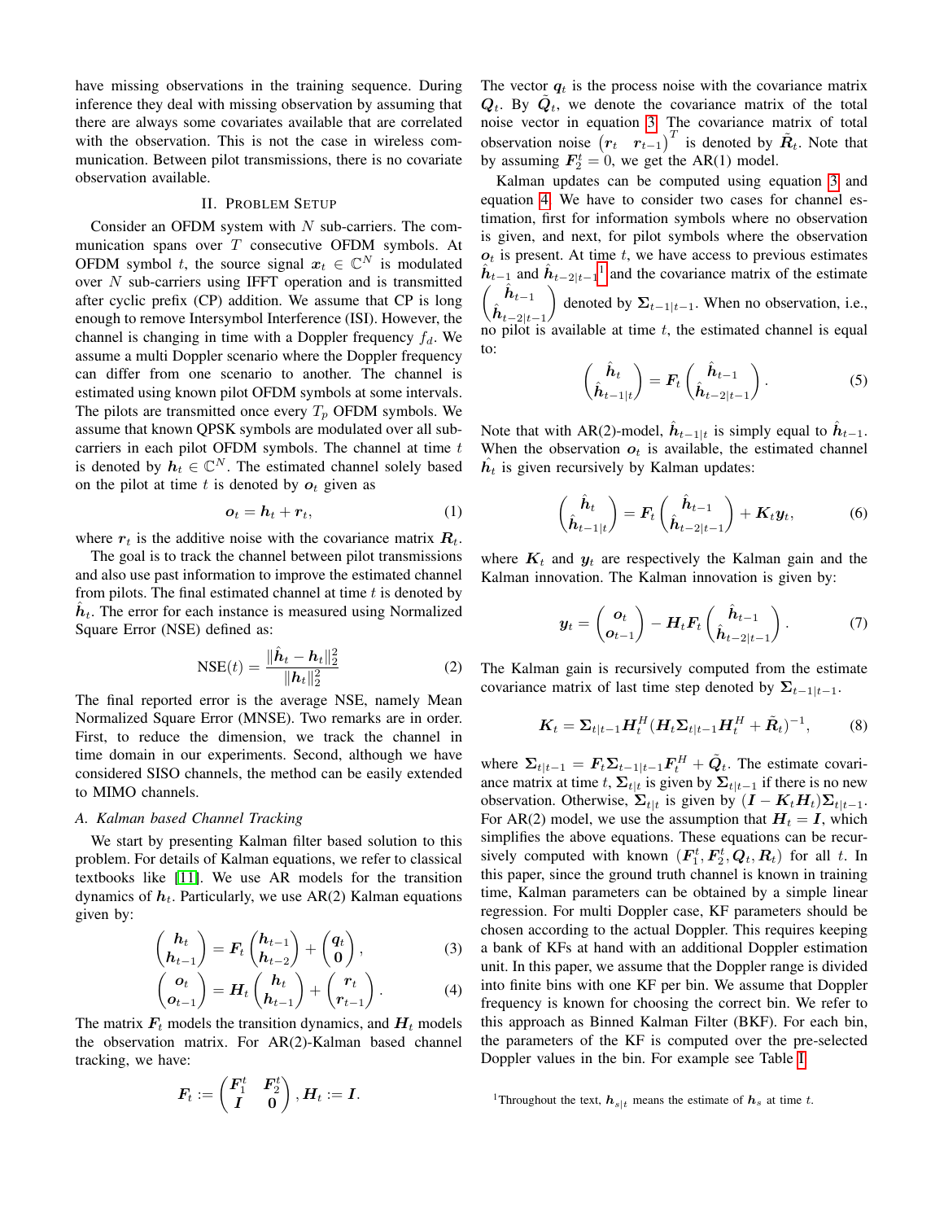have missing observations in the training sequence. During inference they deal with missing observation by assuming that there are always some covariates available that are correlated with the observation. This is not the case in wireless communication. Between pilot transmissions, there is no covariate observation available.

## II. Problem Setup

Consider an OFDM system with $N$ sub-carriers. The communication spans over $T$ consecutive OFDM symbols. At OFDM symbol $t$, the source signal $\boldsymbol{x}_t \in \mathbb{C}^N$ is modulated over $N$ sub-carriers using IFFT operation and is transmitted after cyclic prefix (CP) addition. We assume that CP is long enough to remove Intersymbol Interference (ISI). However, the channel is changing in time with a Doppler frequency $f_d$. We assume a multi Doppler scenario where the Doppler frequency can differ from one scenario to another. The channel is estimated using known pilot OFDM symbols at some intervals. The pilots are transmitted once every $T_p$ OFDM symbols. We assume that known QPSK symbols are modulated over all subcarriers in each pilot OFDM symbols. The channel at time $t$ is denoted by $\boldsymbol{h}_t \in \mathbb{C}^N$. The estimated channel solely based on the pilot at time $t$ is denoted by $\boldsymbol{o}_t$ given as

$$\boldsymbol{o}_t = \boldsymbol{h}_t + \boldsymbol{r}_t, \tag{1}$$

where $\boldsymbol{r}_t$ is the additive noise with the covariance matrix $\boldsymbol{R}_t$.

The goal is to track the channel between pilot transmissions and also use past information to improve the estimated channel from pilots. The final estimated channel at time $t$ is denoted by $\hat{\boldsymbol{h}}_t$. The error for each instance is measured using Normalized Square Error (NSE) defined as:

$$\text{NSE}(t) = \frac{\|\hat{\boldsymbol{h}}_t - \boldsymbol{h}_t\|_2^2}{\|\boldsymbol{h}_t\|_2^2} \tag{2}$$

The final reported error is the average NSE, namely Mean Normalized Square Error (MNSE). Two remarks are in order. First, to reduce the dimension, we track the channel in time domain in our experiments. Second, although we have considered SISO channels, the method can be easily extended to MIMO channels.

### A. Kalman based Channel Tracking

We start by presenting Kalman filter based solution to this problem. For details of Kalman equations, we refer to classical textbooks like [11]. We use AR models for the transition dynamics of $\boldsymbol{h}_t$. Particularly, we use AR(2) Kalman equations given by:

$$\begin{pmatrix} \boldsymbol{h}_t \\ \boldsymbol{h}_{t-1} \end{pmatrix} = \boldsymbol{F}_t \begin{pmatrix} \boldsymbol{h}_{t-1} \\ \boldsymbol{h}_{t-2} \end{pmatrix} + \begin{pmatrix} \boldsymbol{q}_t \\ \boldsymbol{0} \end{pmatrix}, \tag{3}$$

$$\begin{pmatrix} \boldsymbol{o}_t \\ \boldsymbol{o}_{t-1} \end{pmatrix} = \boldsymbol{H}_t \begin{pmatrix} \boldsymbol{h}_t \\ \boldsymbol{h}_{t-1} \end{pmatrix} + \begin{pmatrix} \boldsymbol{r}_t \\ \boldsymbol{r}_{t-1} \end{pmatrix}. \tag{4}$$

The matrix $\boldsymbol{F}_t$ models the transition dynamics, and $\boldsymbol{H}_t$ models the observation matrix. For AR(2)-Kalman based channel tracking, we have:

$$\boldsymbol{F}_t := \begin{pmatrix} \boldsymbol{F}_1^t & \boldsymbol{F}_2^t \\ \boldsymbol{I} & \boldsymbol{0} \end{pmatrix}, \boldsymbol{H}_t := \boldsymbol{I}.$$

The vector $\boldsymbol{q}_t$ is the process noise with the covariance matrix $\boldsymbol{Q}_t$. By $\tilde{\boldsymbol{Q}}_t$, we denote the covariance matrix of the total noise vector in equation 3. The covariance matrix of total observation noise $\begin{pmatrix} \boldsymbol{r}_t & \boldsymbol{r}_{t-1} \end{pmatrix}^T$ is denoted by $\tilde{\boldsymbol{R}}_t$. Note that by assuming $\boldsymbol{F}_2^t = 0$, we get the AR(1) model.

Kalman updates can be computed using equation 3 and equation 4. We have to consider two cases for channel estimation, first for information symbols where no observation is given, and next, for pilot symbols where the observation $\boldsymbol{o}_t$ is present. At time $t$, we have access to previous estimates $\hat{\boldsymbol{h}}_{t-1}$ and $\hat{\boldsymbol{h}}_{t-2|t-1}$[1] and the covariance matrix of the estimate $\begin{pmatrix} \hat{\boldsymbol{h}}_{t-1} \\ \hat{\boldsymbol{h}}_{t-2|t-1} \end{pmatrix}$ denoted by $\boldsymbol{\Sigma}_{t-1|t-1}$. When no observation, i.e., no pilot is available at time $t$, the estimated channel is equal to:

$$\begin{pmatrix} \hat{\boldsymbol{h}}_t \\ \hat{\boldsymbol{h}}_{t-1|t} \end{pmatrix} = \boldsymbol{F}_t \begin{pmatrix} \hat{\boldsymbol{h}}_{t-1} \\ \hat{\boldsymbol{h}}_{t-2|t-1} \end{pmatrix}. \tag{5}$$

Note that with AR(2)-model, $\hat{\boldsymbol{h}}_{t-1|t}$ is simply equal to $\hat{\boldsymbol{h}}_{t-1}$. When the observation $\boldsymbol{o}_t$ is available, the estimated channel $\hat{\boldsymbol{h}}_t$ is given recursively by Kalman updates:

$$\begin{pmatrix} \hat{\boldsymbol{h}}_t \\ \hat{\boldsymbol{h}}_{t-1|t} \end{pmatrix} = \boldsymbol{F}_t \begin{pmatrix} \hat{\boldsymbol{h}}_{t-1} \\ \hat{\boldsymbol{h}}_{t-2|t-1} \end{pmatrix} + \boldsymbol{K}_t \boldsymbol{y}_t, \tag{6}$$

where $\boldsymbol{K}_t$ and $\boldsymbol{y}_t$ are respectively the Kalman gain and the Kalman innovation. The Kalman innovation is given by:

$$\boldsymbol{y}_t = \begin{pmatrix} \boldsymbol{o}_t \\ \boldsymbol{o}_{t-1} \end{pmatrix} - \boldsymbol{H}_t \boldsymbol{F}_t \begin{pmatrix} \hat{\boldsymbol{h}}_{t-1} \\ \hat{\boldsymbol{h}}_{t-2|t-1} \end{pmatrix}. \tag{7}$$

The Kalman gain is recursively computed from the estimate covariance matrix of last time step denoted by $\boldsymbol{\Sigma}_{t-1|t-1}$.

$$\boldsymbol{K}_t = \boldsymbol{\Sigma}_{t|t-1} \boldsymbol{H}_t^H (\boldsymbol{H}_t \boldsymbol{\Sigma}_{t|t-1} \boldsymbol{H}_t^H + \tilde{\boldsymbol{R}}_t)^{-1}, \tag{8}$$

where $\boldsymbol{\Sigma}_{t|t-1} = \boldsymbol{F}_t \boldsymbol{\Sigma}_{t-1|t-1} \boldsymbol{F}_t^H + \tilde{\boldsymbol{Q}}_t$. The estimate covariance matrix at time $t$, $\boldsymbol{\Sigma}_{t|t}$ is given by $\boldsymbol{\Sigma}_{t|t-1}$ if there is no new observation. Otherwise, $\boldsymbol{\Sigma}_{t|t}$ is given by $(\boldsymbol{I} - \boldsymbol{K}_t \boldsymbol{H}_t)\boldsymbol{\Sigma}_{t|t-1}$. For AR(2) model, we use the assumption that $\boldsymbol{H}_t = \boldsymbol{I}$, which simplifies the above equations. These equations can be recursively computed with known $(\boldsymbol{F}_1^t, \boldsymbol{F}_2^t, \boldsymbol{Q}_t, \boldsymbol{R}_t)$ for all $t$. In this paper, since the ground truth channel is known in training time, Kalman parameters can be obtained by a simple linear regression. For multi Doppler case, KF parameters should be chosen according to the actual Doppler. This requires keeping a bank of KFs at hand with an additional Doppler estimation unit. In this paper, we assume that the Doppler range is divided into finite bins with one KF per bin. We assume that Doppler frequency is known for choosing the correct bin. We refer to this approach as Binned Kalman Filter (BKF). For each bin, the parameters of the KF is computed over the pre-selected Doppler values in the bin. For example see Table I.

[1] Throughout the text, $\boldsymbol{h}_{s|t}$ means the estimate of $\boldsymbol{h}_s$ at time $t$.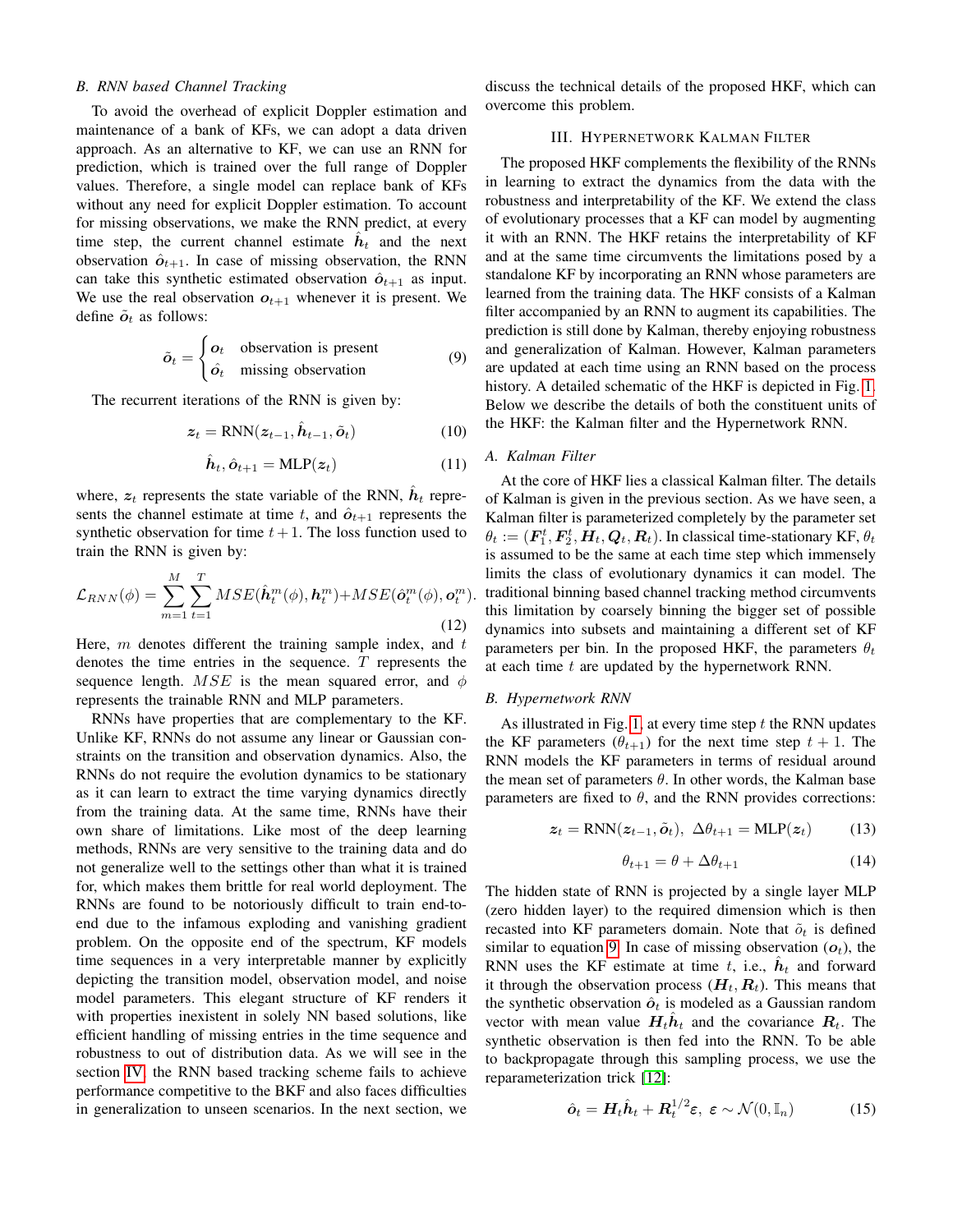### B. RNN based Channel Tracking

To avoid the overhead of explicit Doppler estimation and maintenance of a bank of KFs, we can adopt a data driven approach. As an alternative to KF, we can use an RNN for prediction, which is trained over the full range of Doppler values. Therefore, a single model can replace bank of KFs without any need for explicit Doppler estimation. To account for missing observations, we make the RNN predict, at every time step, the current channel estimate $\hat{\boldsymbol{h}}_t$ and the next observation $\hat{\boldsymbol{o}}_{t+1}$. In case of missing observation, the RNN can take this synthetic estimated observation $\hat{\boldsymbol{o}}_{t+1}$ as input. We use the real observation $\boldsymbol{o}_{t+1}$ whenever it is present. We define $\tilde{\boldsymbol{o}}_t$ as follows:

$$\tilde{\boldsymbol{o}}_t = \begin{cases} \boldsymbol{o}_t & \text{observation is present} \\ \hat{\boldsymbol{o}}_t & \text{missing observation} \end{cases} \tag{9}$$

The recurrent iterations of the RNN is given by:

$$\boldsymbol{z}_t = \text{RNN}(\boldsymbol{z}_{t-1}, \hat{\boldsymbol{h}}_{t-1}, \tilde{\boldsymbol{o}}_t) \tag{10}$$

$$\hat{\boldsymbol{h}}_t, \hat{\boldsymbol{o}}_{t+1} = \text{MLP}(\boldsymbol{z}_t) \tag{11}$$

where, $\boldsymbol{z}_t$ represents the state variable of the RNN, $\hat{\boldsymbol{h}}_t$ represents the channel estimate at time $t$, and $\hat{\boldsymbol{o}}_{t+1}$ represents the synthetic observation for time $t+1$. The loss function used to train the RNN is given by:

$$\mathcal{L}_{RNN}(\phi) = \sum_{m=1}^{M}\sum_{t=1}^{T} MSE(\hat{\boldsymbol{h}}_t^m(\phi), \boldsymbol{h}_t^m) + MSE(\hat{\boldsymbol{o}}_t^m(\phi), \boldsymbol{o}_t^m). \tag{12}$$

Here, $m$ denotes different the training sample index, and $t$ denotes the time entries in the sequence. $T$ represents the sequence length. $MSE$ is the mean squared error, and $\phi$ represents the trainable RNN and MLP parameters.

RNNs have properties that are complementary to the KF. Unlike KF, RNNs do not assume any linear or Gaussian constraints on the transition and observation dynamics. Also, the RNNs do not require the evolution dynamics to be stationary as it can learn to extract the time varying dynamics directly from the training data. At the same time, RNNs have their own share of limitations. Like most of the deep learning methods, RNNs are very sensitive to the training data and do not generalize well to the settings other than what it is trained for, which makes them brittle for real world deployment. The RNNs are found to be notoriously difficult to train end-to-end due to the infamous exploding and vanishing gradient problem. On the opposite end of the spectrum, KF models time sequences in a very interpretable manner by explicitly depicting the transition model, observation model, and noise model parameters. This elegant structure of KF renders it with properties inexistent in solely NN based solutions, like efficient handling of missing entries in the time sequence and robustness to out of distribution data. As we will see in the section IV, the RNN based tracking scheme fails to achieve performance competitive to the BKF and also faces difficulties in generalization to unseen scenarios. In the next section, we discuss the technical details of the proposed HKF, which can overcome this problem.

## III. Hypernetwork Kalman Filter

The proposed HKF complements the flexibility of the RNNs in learning to extract the dynamics from the data with the robustness and interpretability of the KF. We extend the class of evolutionary processes that a KF can model by augmenting it with an RNN. The HKF retains the interpretability of KF and at the same time circumvents the limitations posed by a standalone KF by incorporating an RNN whose parameters are learned from the training data. The HKF consists of a Kalman filter accompanied by an RNN to augment its capabilities. The prediction is still done by Kalman, thereby enjoying robustness and generalization of Kalman. However, Kalman parameters are updated at each time using an RNN based on the process history. A detailed schematic of the HKF is depicted in Fig. 1. Below we describe the details of both the constituent units of the HKF: the Kalman filter and the Hypernetwork RNN.

### A. Kalman Filter

At the core of HKF lies a classical Kalman filter. The details of Kalman is given in the previous section. As we have seen, a Kalman filter is parameterized completely by the parameter set $\theta_t := (\boldsymbol{F}_1^t, \boldsymbol{F}_2^t, \boldsymbol{H}_t, \boldsymbol{Q}_t, \boldsymbol{R}_t)$. In classical time-stationary KF, $\theta_t$ is assumed to be the same at each time step which immensely limits the class of evolutionary dynamics it can model. The traditional binning based channel tracking method circumvents this limitation by coarsely binning the bigger set of possible dynamics into subsets and maintaining a different set of KF parameters per bin. In the proposed HKF, the parameters $\theta_t$ at each time $t$ are updated by the hypernetwork RNN.

### B. Hypernetwork RNN

As illustrated in Fig. 1, at every time step $t$ the RNN updates the KF parameters ($\theta_{t+1}$) for the next time step $t+1$. The RNN models the KF parameters in terms of residual around the mean set of parameters $\theta$. In other words, the Kalman base parameters are fixed to $\theta$, and the RNN provides corrections:

$$\boldsymbol{z}_t = \text{RNN}(\boldsymbol{z}_{t-1}, \tilde{\boldsymbol{o}}_t), \; \Delta\theta_{t+1} = \text{MLP}(\boldsymbol{z}_t) \tag{13}$$

$$\theta_{t+1} = \theta + \Delta\theta_{t+1} \tag{14}$$

The hidden state of RNN is projected by a single layer MLP (zero hidden layer) to the required dimension which is then recasted into KF parameters domain. Note that $\tilde{o}_t$ is defined similar to equation 9. In case of missing observation ($\boldsymbol{o}_t$), the RNN uses the KF estimate at time $t$, i.e., $\hat{\boldsymbol{h}}_t$ and forward it through the observation process ($\boldsymbol{H}_t, \boldsymbol{R}_t$). This means that the synthetic observation $\hat{\boldsymbol{o}}_t$ is modeled as a Gaussian random vector with mean value $\boldsymbol{H}_t\hat{\boldsymbol{h}}_t$ and the covariance $\boldsymbol{R}_t$. The synthetic observation is then fed into the RNN. To be able to backpropagate through this sampling process, we use the reparameterization trick [12]:

$$\hat{\boldsymbol{o}}_t = \boldsymbol{H}_t\hat{\boldsymbol{h}}_t + \boldsymbol{R}_t^{1/2}\varepsilon, \; \varepsilon \sim \mathcal{N}(0, \mathbb{I}_n) \tag{15}$$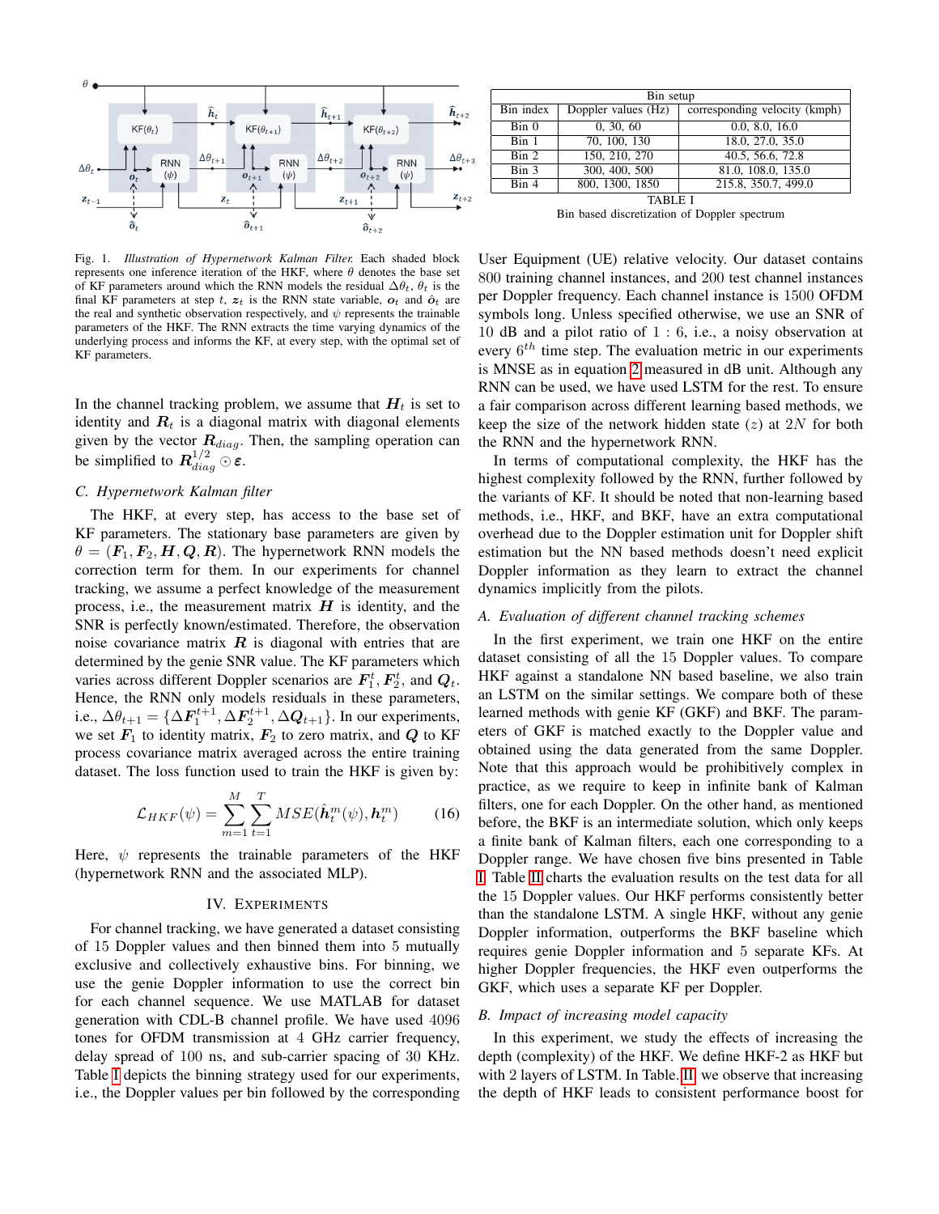Fig. 1. *Illustration of Hypernetwork Kalman Filter.* Each shaded block represents one inference iteration of the HKF, where $\theta$ denotes the base set of KF parameters around which the RNN models the residual $\Delta\theta_t$, $\theta_t$ is the final KF parameters at step $t$, $\boldsymbol{z}_t$ is the RNN state variable, $\boldsymbol{o}_t$ and $\hat{\boldsymbol{o}}_t$ are the real and synthetic observation respectively, and $\psi$ represents the trainable parameters of the HKF. The RNN extracts the time varying dynamics of the underlying process and informs the KF, at every step, with the optimal set of KF parameters.

In the channel tracking problem, we assume that $\boldsymbol{H}_t$ is set to identity and $\boldsymbol{R}_t$ is a diagonal matrix with diagonal elements given by the vector $\boldsymbol{R}_{diag}$. Then, the sampling operation can be simplified to $\boldsymbol{R}_{diag}^{1/2} \odot \boldsymbol{\varepsilon}$.

### C. Hypernetwork Kalman filter

The HKF, at every step, has access to the base set of KF parameters. The stationary base parameters are given by $\theta = (\boldsymbol{F}_1, \boldsymbol{F}_2, \boldsymbol{H}, \boldsymbol{Q}, \boldsymbol{R})$. The hypernetwork RNN models the correction term for them. In our experiments for channel tracking, we assume a perfect knowledge of the measurement process, i.e., the measurement matrix $\boldsymbol{H}$ is identity, and the SNR is perfectly known/estimated. Therefore, the observation noise covariance matrix $\boldsymbol{R}$ is diagonal with entries that are determined by the genie SNR value. The KF parameters which varies across different Doppler scenarios are $\boldsymbol{F}_1^t, \boldsymbol{F}_2^t$, and $\boldsymbol{Q}_t$. Hence, the RNN only models residuals in these parameters, i.e., $\Delta\theta_{t+1} = \{\Delta\boldsymbol{F}_1^{t+1}, \Delta\boldsymbol{F}_2^{t+1}, \Delta\boldsymbol{Q}_{t+1}\}$. In our experiments, we set $\boldsymbol{F}_1$ to identity matrix, $\boldsymbol{F}_2$ to zero matrix, and $\boldsymbol{Q}$ to KF process covariance matrix averaged across the entire training dataset. The loss function used to train the HKF is given by:

$$\mathcal{L}_{HKF}(\psi) = \sum_{m=1}^{M} \sum_{t=1}^{T} MSE(\hat{\boldsymbol{h}}_t^m(\psi), \boldsymbol{h}_t^m) \tag{16}$$

Here, $\psi$ represents the trainable parameters of the HKF (hypernetwork RNN and the associated MLP).

## IV. Experiments

For channel tracking, we have generated a dataset consisting of 15 Doppler values and then binned them into 5 mutually exclusive and collectively exhaustive bins. For binning, we use the genie Doppler information to use the correct bin for each channel sequence. We use MATLAB for dataset generation with CDL-B channel profile. We have used 4096 tones for OFDM transmission at 4 GHz carrier frequency, delay spread of 100 ns, and sub-carrier spacing of 30 KHz. Table I depicts the binning strategy used for our experiments, i.e., the Doppler values per bin followed by the corresponding User Equipment (UE) relative velocity. Our dataset contains 800 training channel instances, and 200 test channel instances per Doppler frequency. Each channel instance is 1500 OFDM symbols long. Unless specified otherwise, we use an SNR of 10 dB and a pilot ratio of 1 : 6, i.e., a noisy observation at every $6^{th}$ time step. The evaluation metric in our experiments is MNSE as in equation 2 measured in dB unit. Although any RNN can be used, we have used LSTM for the rest. To ensure a fair comparison across different learning based methods, we keep the size of the network hidden state ($z$) at $2N$ for both the RNN and the hypernetwork RNN.

| Bin setup | | |
|---|---|---|
| Bin index | Doppler values (Hz) | corresponding velocity (kmph) |
| Bin 0 | 0, 30, 60 | 0.0, 8.0, 16.0 |
| Bin 1 | 70, 100, 130 | 18.0, 27.0, 35.0 |
| Bin 2 | 150, 210, 270 | 40.5, 56.6, 72.8 |
| Bin 3 | 300, 400, 500 | 81.0, 108.0, 135.0 |
| Bin 4 | 800, 1300, 1850 | 215.8, 350.7, 499.0 |

TABLE I
Bin based discretization of Doppler spectrum

In terms of computational complexity, the HKF has the highest complexity followed by the RNN, further followed by the variants of KF. It should be noted that non-learning based methods, i.e., HKF, and BKF, have an extra computational overhead due to the Doppler estimation unit for Doppler shift estimation but the NN based methods doesn't need explicit Doppler information as they learn to extract the channel dynamics implicitly from the pilots.

### A. Evaluation of different channel tracking schemes

In the first experiment, we train one HKF on the entire dataset consisting of all the 15 Doppler values. To compare HKF against a standalone NN based baseline, we also train an LSTM on the similar settings. We compare both of these learned methods with genie KF (GKF) and BKF. The parameters of GKF is matched exactly to the Doppler value and obtained using the data generated from the same Doppler. Note that this approach would be prohibitively complex in practice, as we require to keep in infinite bank of Kalman filters, one for each Doppler. On the other hand, as mentioned before, the BKF is an intermediate solution, which only keeps a finite bank of Kalman filters, each one corresponding to a Doppler range. We have chosen five bins presented in Table I. Table II charts the evaluation results on the test data for all the 15 Doppler values. Our HKF performs consistently better than the standalone LSTM. A single HKF, without any genie Doppler information, outperforms the BKF baseline which requires genie Doppler information and 5 separate KFs. At higher Doppler frequencies, the HKF even outperforms the GKF, which uses a separate KF per Doppler.

### B. Impact of increasing model capacity

In this experiment, we study the effects of increasing the depth (complexity) of the HKF. We define HKF-2 as HKF but with 2 layers of LSTM. In Table. II, we observe that increasing the depth of HKF leads to consistent performance boost for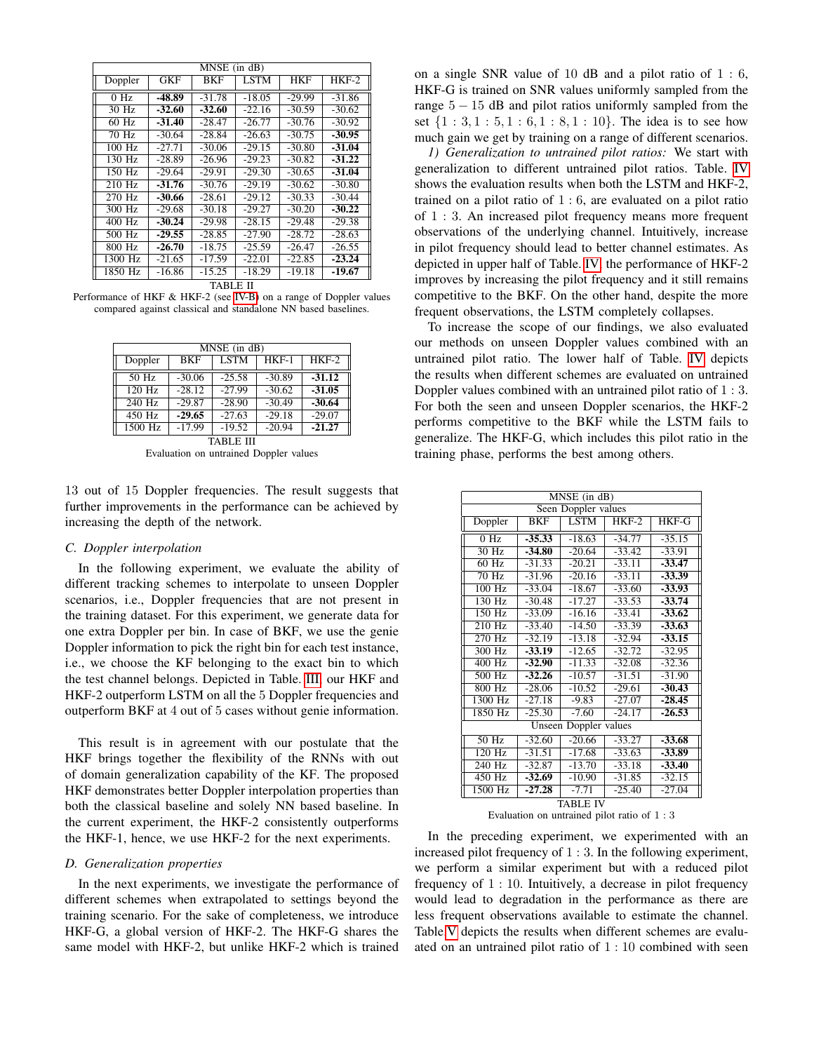| MNSE (in dB) | | | | | |
|---|---|---|---|---|---|
| Doppler | GKF | BKF | LSTM | HKF | HKF-2 |
| 0 Hz | **-48.89** | -31.78 | -18.05 | -29.99 | -31.86 |
| 30 Hz | **-32.60** | **-32.60** | -22.16 | -30.59 | -30.62 |
| 60 Hz | **-31.40** | -28.47 | -26.77 | -30.76 | -30.92 |
| 70 Hz | -30.64 | -28.84 | -26.63 | -30.75 | **-30.95** |
| 100 Hz | -27.71 | -30.06 | -29.15 | -30.80 | **-31.04** |
| 130 Hz | -28.89 | -26.96 | -29.23 | -30.82 | **-31.22** |
| 150 Hz | -29.64 | -29.91 | -29.30 | -30.65 | **-31.04** |
| 210 Hz | **-31.76** | -30.76 | -29.19 | -30.62 | -30.80 |
| 270 Hz | **-30.66** | -28.61 | -29.12 | -30.33 | -30.44 |
| 300 Hz | -29.68 | -30.18 | -29.27 | -30.20 | **-30.22** |
| 400 Hz | **-30.24** | -29.98 | -28.15 | -29.48 | -29.38 |
| 500 Hz | **-29.55** | -28.85 | -27.90 | -28.72 | -28.63 |
| 800 Hz | **-26.70** | -18.75 | -25.59 | -26.47 | -26.55 |
| 1300 Hz | -21.65 | -17.59 | -22.01 | -22.85 | **-23.24** |
| 1850 Hz | -16.86 | -15.25 | -18.29 | -19.18 | **-19.67** |

TABLE II
Performance of HKF & HKF-2 (see IV-B) on a range of Doppler values compared against classical and standalone NN based baselines.

| MNSE (in dB) | | | | |
|---|---|---|---|---|
| Doppler | BKF | LSTM | HKF-1 | HKF-2 |
| 50 Hz | -30.06 | -25.58 | -30.89 | **-31.12** |
| 120 Hz | -28.12 | -27.99 | -30.62 | **-31.05** |
| 240 Hz | -29.87 | -28.90 | -30.49 | **-30.64** |
| 450 Hz | **-29.65** | -27.63 | -29.18 | -29.07 |
| 1500 Hz | -17.99 | -19.52 | -20.94 | **-21.27** |

TABLE III
Evaluation on untrained Doppler values

13 out of 15 Doppler frequencies. The result suggests that further improvements in the performance can be achieved by increasing the depth of the network.

### C. Doppler interpolation

In the following experiment, we evaluate the ability of different tracking schemes to interpolate to unseen Doppler scenarios, i.e., Doppler frequencies that are not present in the training dataset. For this experiment, we generate data for one extra Doppler per bin. In case of BKF, we use the genie Doppler information to pick the right bin for each test instance, i.e., we choose the KF belonging to the exact bin to which the test channel belongs. Depicted in Table. III, our HKF and HKF-2 outperform LSTM on all the 5 Doppler frequencies and outperform BKF at 4 out of 5 cases without genie information.

This result is in agreement with our postulate that the HKF brings together the flexibility of the RNNs with out of domain generalization capability of the KF. The proposed HKF demonstrates better Doppler interpolation properties than both the classical baseline and solely NN based baseline. In the current experiment, the HKF-2 consistently outperforms the HKF-1, hence, we use HKF-2 for the next experiments.

### D. Generalization properties

In the next experiments, we investigate the performance of different schemes when extrapolated to settings beyond the training scenario. For the sake of completeness, we introduce HKF-G, a global version of HKF-2. The HKF-G shares the same model with HKF-2, but unlike HKF-2 which is trained on a single SNR value of 10 dB and a pilot ratio of $1:6$, HKF-G is trained on SNR values uniformly sampled from the range $5-15$ dB and pilot ratios uniformly sampled from the set $\{1:3, 1:5, 1:6, 1:8, 1:10\}$. The idea is to see how much gain we get by training on a range of different scenarios.

*1) Generalization to untrained pilot ratios:* We start with generalization to different untrained pilot ratios. Table. IV shows the evaluation results when both the LSTM and HKF-2, trained on a pilot ratio of $1:6$, are evaluated on a pilot ratio of $1:3$. An increased pilot frequency means more frequent observations of the underlying channel. Intuitively, increase in pilot frequency should lead to better channel estimates. As depicted in upper half of Table. IV, the performance of HKF-2 improves by increasing the pilot frequency and it still remains competitive to the BKF. On the other hand, despite the more frequent observations, the LSTM completely collapses.

To increase the scope of our findings, we also evaluated our methods on unseen Doppler values combined with an untrained pilot ratio. The lower half of Table. IV depicts the results when different schemes are evaluated on untrained Doppler values combined with an untrained pilot ratio of $1:3$. For both the seen and unseen Doppler scenarios, the HKF-2 performs competitive to the BKF while the LSTM fails to generalize. The HKF-G, which includes this pilot ratio in the training phase, performs the best among others.

| MNSE (in dB) | | | | |
|---|---|---|---|---|
| Seen Doppler values | | | | |
| Doppler | BKF | LSTM | HKF-2 | HKF-G |
| 0 Hz | **-35.33** | -18.63 | -34.77 | -35.15 |
| 30 Hz | **-34.80** | -20.64 | -33.42 | -33.91 |
| 60 Hz | -31.33 | -20.21 | -33.11 | **-33.47** |
| 70 Hz | -31.96 | -20.16 | -33.11 | **-33.39** |
| 100 Hz | -33.04 | -18.67 | -33.60 | **-33.93** |
| 130 Hz | -30.48 | -17.27 | -33.53 | **-33.74** |
| 150 Hz | -33.09 | -16.16 | -33.41 | **-33.62** |
| 210 Hz | -33.40 | -14.50 | -33.39 | **-33.63** |
| 270 Hz | -32.19 | -13.18 | -32.94 | **-33.15** |
| 300 Hz | **-33.19** | -12.65 | -32.72 | -32.95 |
| 400 Hz | **-32.90** | -11.33 | -32.08 | -32.36 |
| 500 Hz | **-32.26** | -10.57 | -31.51 | -31.90 |
| 800 Hz | -28.06 | -10.52 | -29.61 | **-30.43** |
| 1300 Hz | -27.18 | -9.83 | -27.07 | **-28.45** |
| 1850 Hz | -25.30 | -7.60 | -24.17 | **-26.53** |
| Unseen Doppler values | | | | |
| 50 Hz | -32.60 | -20.66 | -33.27 | **-33.68** |
| 120 Hz | -31.51 | -17.68 | -33.63 | **-33.89** |
| 240 Hz | -32.87 | -13.70 | -33.18 | **-33.40** |
| 450 Hz | **-32.69** | -10.90 | -31.85 | -32.15 |
| 1500 Hz | **-27.28** | -7.71 | -25.40 | -27.04 |

TABLE IV
Evaluation on untrained pilot ratio of $1:3$

In the preceding experiment, we experimented with an increased pilot frequency of $1:3$. In the following experiment, we perform a similar experiment but with a reduced pilot frequency of $1:10$. Intuitively, a decrease in pilot frequency would lead to degradation in the performance as there are less frequent observations available to estimate the channel. Table V depicts the results when different schemes are evaluated on an untrained pilot ratio of $1:10$ combined with seen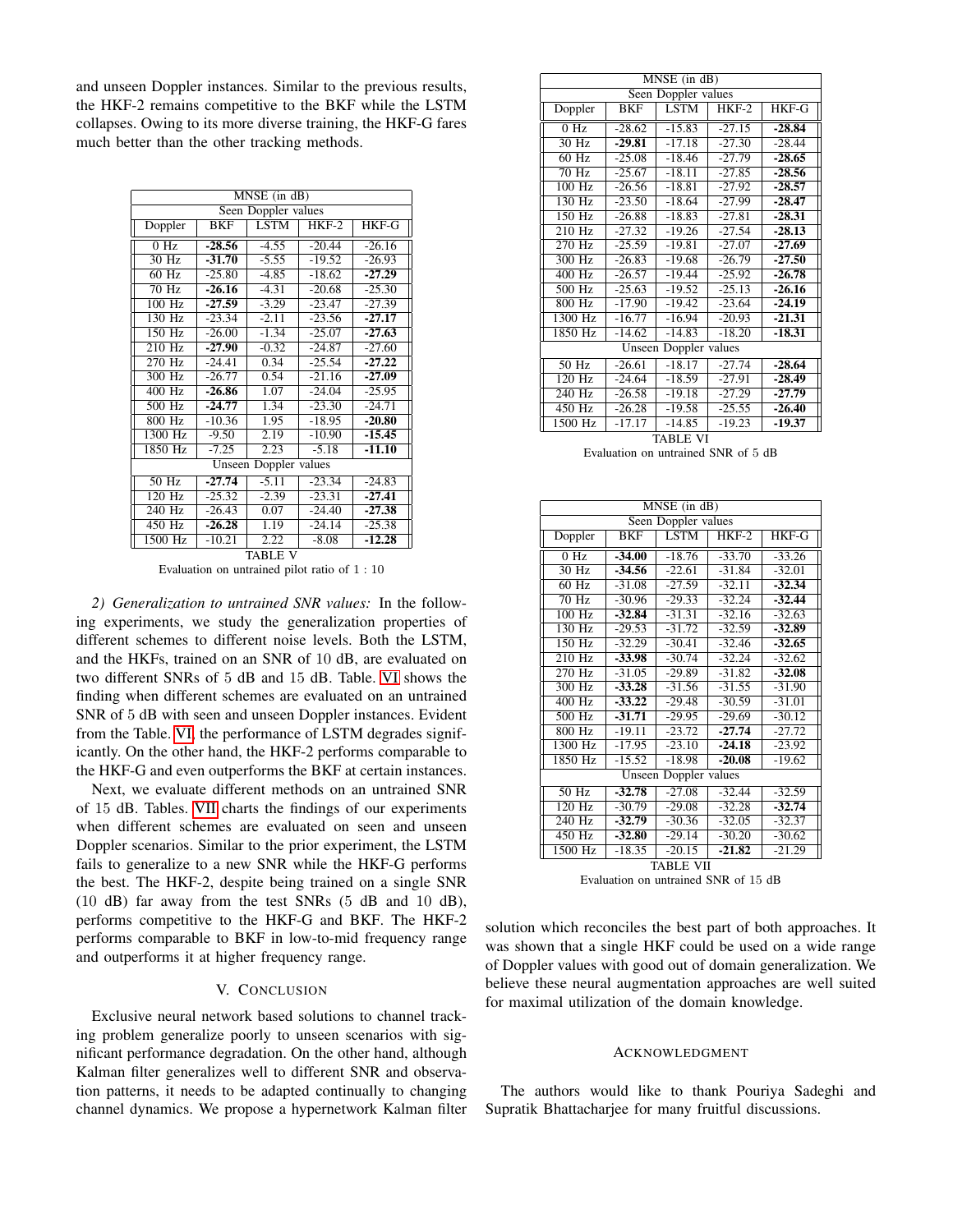and unseen Doppler instances. Similar to the previous results, the HKF-2 remains competitive to the BKF while the LSTM collapses. Owing to its more diverse training, the HKF-G fares much better than the other tracking methods.

| MNSE (in dB) | | | | |
|---|---|---|---|---|
| Seen Doppler values | | | | |
| Doppler | BKF | LSTM | HKF-2 | HKF-G |
| 0 Hz | **-28.56** | -4.55 | -20.44 | -26.16 |
| 30 Hz | **-31.70** | -5.55 | -19.52 | -26.93 |
| 60 Hz | -25.80 | -4.85 | -18.62 | **-27.29** |
| 70 Hz | **-26.16** | -4.31 | -20.68 | -25.30 |
| 100 Hz | **-27.59** | -3.29 | -23.47 | -27.39 |
| 130 Hz | -23.34 | -2.11 | -23.56 | **-27.17** |
| 150 Hz | -26.00 | -1.34 | -25.07 | **-27.63** |
| 210 Hz | **-27.90** | -0.32 | -24.87 | -27.60 |
| 270 Hz | -24.41 | 0.34 | -25.54 | **-27.22** |
| 300 Hz | -26.77 | 0.54 | -21.16 | **-27.09** |
| 400 Hz | **-26.86** | 1.07 | -24.04 | -25.95 |
| 500 Hz | **-24.77** | 1.34 | -23.30 | -24.71 |
| 800 Hz | -10.36 | 1.95 | -18.95 | **-20.80** |
| 1300 Hz | -9.50 | 2.19 | -10.90 | **-15.45** |
| 1850 Hz | -7.25 | 2.23 | -5.18 | **-11.10** |
| Unseen Doppler values | | | | |
| 50 Hz | **-27.74** | -5.11 | -23.34 | -24.83 |
| 120 Hz | -25.32 | -2.39 | -23.31 | **-27.41** |
| 240 Hz | -26.43 | 0.07 | -24.40 | **-27.38** |
| 450 Hz | **-26.28** | 1.19 | -24.14 | -25.38 |
| 1500 Hz | -10.21 | 2.22 | -8.08 | **-12.28** |

TABLE V
Evaluation on untrained pilot ratio of 1 : 10

*2) Generalization to untrained SNR values:* In the following experiments, we study the generalization properties of different schemes to different noise levels. Both the LSTM, and the HKFs, trained on an SNR of 10 dB, are evaluated on two different SNRs of 5 dB and 15 dB. Table. VI shows the finding when different schemes are evaluated on an untrained SNR of 5 dB with seen and unseen Doppler instances. Evident from the Table. VI, the performance of LSTM degrades significantly. On the other hand, the HKF-2 performs comparable to the HKF-G and even outperforms the BKF at certain instances.

Next, we evaluate different methods on an untrained SNR of 15 dB. Tables. VII charts the findings of our experiments when different schemes are evaluated on seen and unseen Doppler scenarios. Similar to the prior experiment, the LSTM fails to generalize to a new SNR while the HKF-G performs the best. The HKF-2, despite being trained on a single SNR (10 dB) far away from the test SNRs (5 dB and 10 dB), performs competitive to the HKF-G and BKF. The HKF-2 performs comparable to BKF in low-to-mid frequency range and outperforms it at higher frequency range.

## V. Conclusion

Exclusive neural network based solutions to channel tracking problem generalize poorly to unseen scenarios with significant performance degradation. On the other hand, although Kalman filter generalizes well to different SNR and observation patterns, it needs to be adapted continually to changing channel dynamics. We propose a hypernetwork Kalman filter solution which reconciles the best part of both approaches. It was shown that a single HKF could be used on a wide range of Doppler values with good out of domain generalization. We believe these neural augmentation approaches are well suited for maximal utilization of the domain knowledge.

| MNSE (in dB) | | | | |
|---|---|---|---|---|
| Seen Doppler values | | | | |
| Doppler | BKF | LSTM | HKF-2 | HKF-G |
| 0 Hz | -28.62 | -15.83 | -27.15 | **-28.84** |
| 30 Hz | **-29.81** | -17.18 | -27.30 | -28.44 |
| 60 Hz | -25.08 | -18.46 | -27.79 | **-28.65** |
| 70 Hz | -25.67 | -18.11 | -27.85 | **-28.56** |
| 100 Hz | -26.56 | -18.81 | -27.92 | **-28.57** |
| 130 Hz | -23.50 | -18.64 | -27.99 | **-28.47** |
| 150 Hz | -26.88 | -18.83 | -27.81 | **-28.31** |
| 210 Hz | -27.32 | -19.26 | -27.54 | **-28.13** |
| 270 Hz | -25.59 | -19.81 | -27.07 | **-27.69** |
| 300 Hz | -26.83 | -19.68 | -26.79 | **-27.50** |
| 400 Hz | -26.57 | -19.44 | -25.92 | **-26.78** |
| 500 Hz | -25.63 | -19.52 | -25.13 | **-26.16** |
| 800 Hz | -17.90 | -19.42 | -23.64 | **-24.19** |
| 1300 Hz | -16.77 | -16.94 | -20.93 | **-21.31** |
| 1850 Hz | -14.62 | -14.83 | -18.20 | **-18.31** |
| Unseen Doppler values | | | | |
| 50 Hz | -26.61 | -18.17 | -27.74 | **-28.64** |
| 120 Hz | -24.64 | -18.59 | -27.91 | **-28.49** |
| 240 Hz | -26.58 | -19.18 | -27.29 | **-27.79** |
| 450 Hz | -26.28 | -19.58 | -25.55 | **-26.40** |
| 1500 Hz | -17.17 | -14.85 | -19.23 | **-19.37** |

TABLE VI
Evaluation on untrained SNR of 5 dB

| MNSE (in dB) | | | | |
|---|---|---|---|---|
| Seen Doppler values | | | | |
| Doppler | BKF | LSTM | HKF-2 | HKF-G |
| 0 Hz | **-34.00** | -18.76 | -33.70 | -33.26 |
| 30 Hz | **-34.56** | -22.61 | -31.84 | -32.01 |
| 60 Hz | -31.08 | -27.59 | -32.11 | **-32.34** |
| 70 Hz | -30.96 | -29.33 | -32.24 | **-32.44** |
| 100 Hz | **-32.84** | -31.31 | -32.16 | -32.63 |
| 130 Hz | -29.53 | -31.72 | -32.59 | **-32.89** |
| 150 Hz | -32.29 | -30.41 | -32.46 | **-32.65** |
| 210 Hz | **-33.98** | -30.74 | -32.24 | -32.62 |
| 270 Hz | -31.05 | -29.89 | -31.82 | **-32.08** |
| 300 Hz | **-33.28** | -31.56 | -31.55 | -31.90 |
| 400 Hz | **-33.22** | -29.48 | -30.59 | -31.01 |
| 500 Hz | **-31.71** | -29.95 | -29.69 | -30.12 |
| 800 Hz | -19.11 | -23.72 | **-27.74** | -27.72 |
| 1300 Hz | -17.95 | -23.10 | **-24.18** | -23.92 |
| 1850 Hz | -15.52 | -18.98 | **-20.08** | -19.62 |
| Unseen Doppler values | | | | |
| 50 Hz | **-32.78** | -27.08 | -32.44 | -32.59 |
| 120 Hz | -30.79 | -29.08 | -32.28 | **-32.74** |
| 240 Hz | **-32.79** | -30.36 | -32.05 | -32.37 |
| 450 Hz | **-32.80** | -29.14 | -30.20 | -30.62 |
| 1500 Hz | -18.35 | -20.15 | **-21.82** | -21.29 |

TABLE VII
Evaluation on untrained SNR of 15 dB

## Acknowledgment

The authors would like to thank Pouriya Sadeghi and Supratik Bhattacharjee for many fruitful discussions.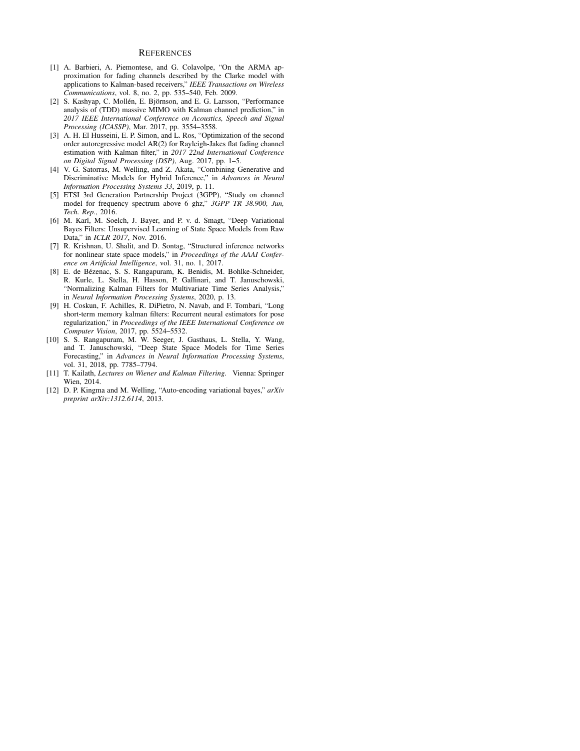## REFERENCES

[1] A. Barbieri, A. Piemontese, and G. Colavolpe, "On the ARMA approximation for fading channels described by the Clarke model with applications to Kalman-based receivers," *IEEE Transactions on Wireless Communications*, vol. 8, no. 2, pp. 535–540, Feb. 2009.

[2] S. Kashyap, C. Mollén, E. Björnson, and E. G. Larsson, "Performance analysis of (TDD) massive MIMO with Kalman channel prediction," in *2017 IEEE International Conference on Acoustics, Speech and Signal Processing (ICASSP)*, Mar. 2017, pp. 3554–3558.

[3] A. H. El Husseini, E. P. Simon, and L. Ros, "Optimization of the second order autoregressive model AR(2) for Rayleigh-Jakes flat fading channel estimation with Kalman filter," in *2017 22nd International Conference on Digital Signal Processing (DSP)*, Aug. 2017, pp. 1–5.

[4] V. G. Satorras, M. Welling, and Z. Akata, "Combining Generative and Discriminative Models for Hybrid Inference," in *Advances in Neural Information Processing Systems 33*, 2019, p. 11.

[5] ETSI 3rd Generation Partnership Project (3GPP), "Study on channel model for frequency spectrum above 6 ghz," *3GPP TR 38.900, Jun, Tech. Rep.*, 2016.

[6] M. Karl, M. Soelch, J. Bayer, and P. v. d. Smagt, "Deep Variational Bayes Filters: Unsupervised Learning of State Space Models from Raw Data," in *ICLR 2017*, Nov. 2016.

[7] R. Krishnan, U. Shalit, and D. Sontag, "Structured inference networks for nonlinear state space models," in *Proceedings of the AAAI Conference on Artificial Intelligence*, vol. 31, no. 1, 2017.

[8] E. de Bézenac, S. S. Rangapuram, K. Benidis, M. Bohlke-Schneider, R. Kurle, L. Stella, H. Hasson, P. Gallinari, and T. Januschowski, "Normalizing Kalman Filters for Multivariate Time Series Analysis," in *Neural Information Processing Systems*, 2020, p. 13.

[9] H. Coskun, F. Achilles, R. DiPietro, N. Navab, and F. Tombari, "Long short-term memory kalman filters: Recurrent neural estimators for pose regularization," in *Proceedings of the IEEE International Conference on Computer Vision*, 2017, pp. 5524–5532.

[10] S. S. Rangapuram, M. W. Seeger, J. Gasthaus, L. Stella, Y. Wang, and T. Januschowski, "Deep State Space Models for Time Series Forecasting," in *Advances in Neural Information Processing Systems*, vol. 31, 2018, pp. 7785–7794.

[11] T. Kailath, *Lectures on Wiener and Kalman Filtering*. Vienna: Springer Wien, 2014.

[12] D. P. Kingma and M. Welling, "Auto-encoding variational bayes," *arXiv preprint arXiv:1312.6114*, 2013.